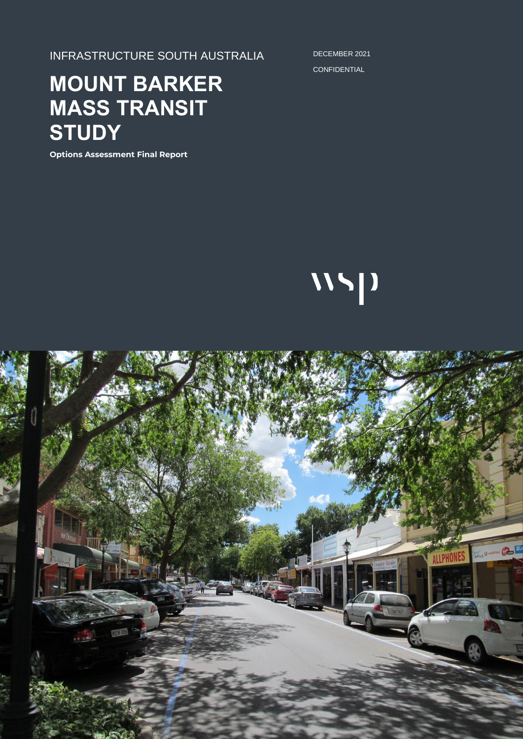INFRASTRUCTURE SOUTH AUSTRALIA

DECEMBER 2021

CONFIDENTIAL

# MOUNT BARKER MASS TRANSIT STUDY

**Options Assessment Final Report**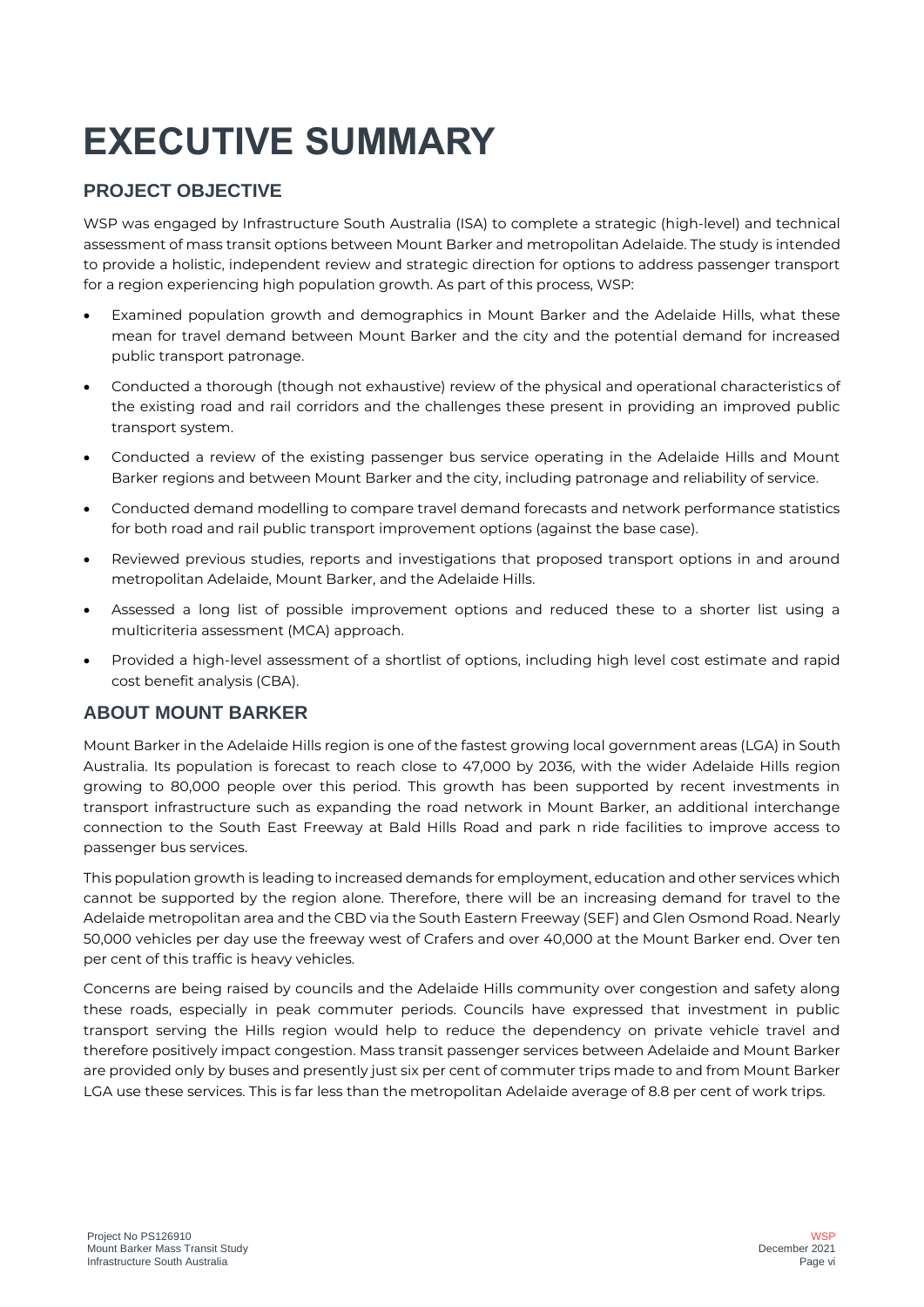# EXECUTIVE SUMMARY

## PROJECT OBJECTIVE

WSP was engaged by Infrastructure South Australia (ISA) to complete a strategic (high-level) and technical assessment of mass transit options between Mount Barker and metropolitan Adelaide. The study is intended to provide a holistic, independent review and strategic direction for options to address passenger transport for a region experiencing high population growth. As part of this process, WSP:

- Examined population growth and demographics in Mount Barker and the Adelaide Hills, what these mean for travel demand between Mount Barker and the city and the potential demand for increased public transport patronage.
- Conducted a thorough (though not exhaustive) review of the physical and operational characteristics of the existing road and rail corridors and the challenges these present in providing an improved public transport system.
- Conducted a review of the existing passenger bus service operating in the Adelaide Hills and Mount Barker regions and between Mount Barker and the city, including patronage and reliability of service.
- Conducted demand modelling to compare travel demand forecasts and network performance statistics for both road and rail public transport improvement options (against the base case).
- Reviewed previous studies, reports and investigations that proposed transport options in and around metropolitan Adelaide, Mount Barker, and the Adelaide Hills.
- Assessed a long list of possible improvement options and reduced these to a shorter list using a multicriteria assessment (MCA) approach.
- Provided a high-level assessment of a shortlist of options, including high level cost estimate and rapid cost benefit analysis (CBA).

## ABOUT MOUNT BARKER

Mount Barker in the Adelaide Hills region is one of the fastest growing local government areas (LGA) in South Australia. Its population is forecast to reach close to 47,000 by 2036, with the wider Adelaide Hills region growing to 80,000 people over this period. This growth has been supported by recent investments in transport infrastructure such as expanding the road network in Mount Barker, an additional interchange connection to the South East Freeway at Bald Hills Road and park n ride facilities to improve access to passenger bus services.

This population growth is leading to increased demands for employment, education and other services which cannot be supported by the region alone. Therefore, there will be an increasing demand for travel to the Adelaide metropolitan area and the CBD via the South Eastern Freeway (SEF) and Glen Osmond Road. Nearly 50,000 vehicles per day use the freeway west of Crafers and over 40,000 at the Mount Barker end. Over ten per cent of this traffic is heavy vehicles.

Concerns are being raised by councils and the Adelaide Hills community over congestion and safety along these roads, especially in peak commuter periods. Councils have expressed that investment in public transport serving the Hills region would help to reduce the dependency on private vehicle travel and therefore positively impact congestion. Mass transit passenger services between Adelaide and Mount Barker are provided only by buses and presently just six per cent of commuter trips made to and from Mount Barker LGA use these services. This is far less than the metropolitan Adelaide average of 8.8 per cent of work trips.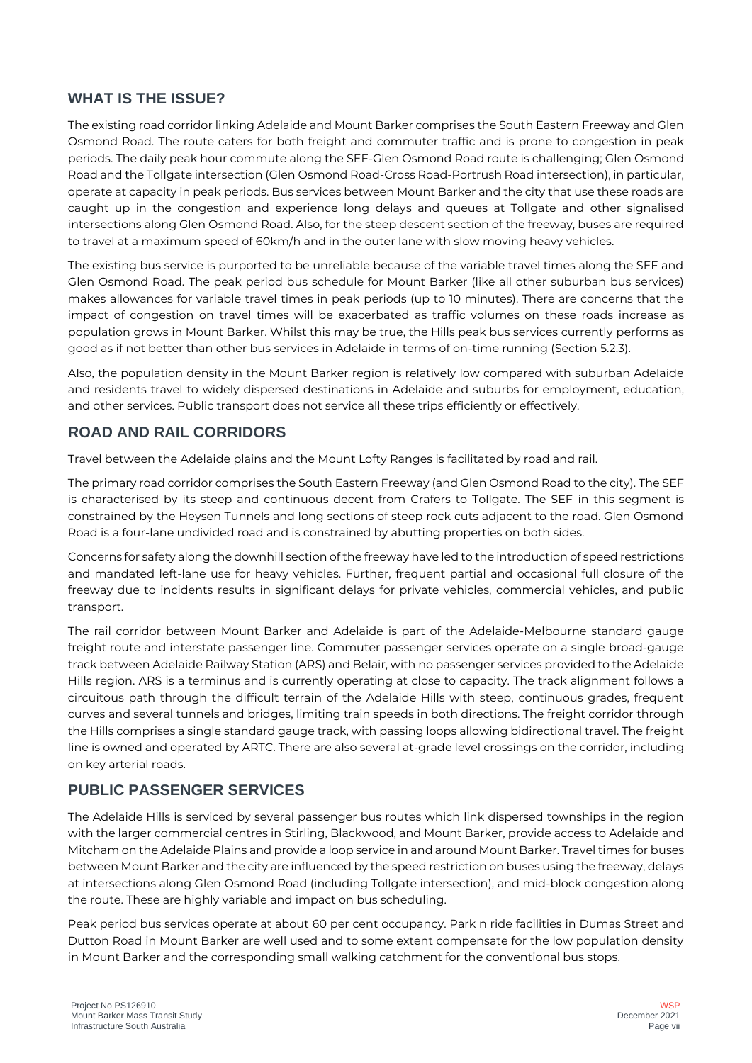## WHAT IS THE ISSUE?

The existing road corridor linking Adelaide and Mount Barker comprises the South Eastern Freeway and Glen Osmond Road. The route caters for both freight and commuter traffic and is prone to congestion in peak periods. The daily peak hour commute along the SEF-Glen Osmond Road route is challenging; Glen Osmond Road and the Tollgate intersection (Glen Osmond Road-Cross Road-Portrush Road intersection), in particular, operate at capacity in peak periods. Bus services between Mount Barker and the city that use these roads are caught up in the congestion and experience long delays and queues at Tollgate and other signalised intersections along Glen Osmond Road. Also, for the steep descent section of the freeway, buses are required to travel at a maximum speed of 60km/h and in the outer lane with slow moving heavy vehicles.

The existing bus service is purported to be unreliable because of the variable travel times along the SEF and Glen Osmond Road. The peak period bus schedule for Mount Barker (like all other suburban bus services) makes allowances for variable travel times in peak periods (up to 10 minutes). There are concerns that the impact of congestion on travel times will be exacerbated as traffic volumes on these roads increase as population grows in Mount Barker. Whilst this may be true, the Hills peak bus services currently performs as good as if not better than other bus services in Adelaide in terms of on-time running (Section 5.2.3).

Also, the population density in the Mount Barker region is relatively low compared with suburban Adelaide and residents travel to widely dispersed destinations in Adelaide and suburbs for employment, education, and other services. Public transport does not service all these trips efficiently or effectively.

## ROAD AND RAIL CORRIDORS

Travel between the Adelaide plains and the Mount Lofty Ranges is facilitated by road and rail.

The primary road corridor comprises the South Eastern Freeway (and Glen Osmond Road to the city). The SEF is characterised by its steep and continuous decent from Crafers to Tollgate. The SEF in this segment is constrained by the Heysen Tunnels and long sections of steep rock cuts adjacent to the road. Glen Osmond Road is a four-lane undivided road and is constrained by abutting properties on both sides.

Concerns for safety along the downhill section of the freeway have led to the introduction of speed restrictions and mandated left-lane use for heavy vehicles. Further, frequent partial and occasional full closure of the freeway due to incidents results in significant delays for private vehicles, commercial vehicles, and public transport.

The rail corridor between Mount Barker and Adelaide is part of the Adelaide-Melbourne standard gauge freight route and interstate passenger line. Commuter passenger services operate on a single broad-gauge track between Adelaide Railway Station (ARS) and Belair, with no passenger services provided to the Adelaide Hills region. ARS is a terminus and is currently operating at close to capacity. The track alignment follows a circuitous path through the difficult terrain of the Adelaide Hills with steep, continuous grades, frequent curves and several tunnels and bridges, limiting train speeds in both directions. The freight corridor through the Hills comprises a single standard gauge track, with passing loops allowing bidirectional travel. The freight line is owned and operated by ARTC. There are also several at-grade level crossings on the corridor, including on key arterial roads.

## PUBLIC PASSENGER SERVICES

The Adelaide Hills is serviced by several passenger bus routes which link dispersed townships in the region with the larger commercial centres in Stirling, Blackwood, and Mount Barker, provide access to Adelaide and Mitcham on the Adelaide Plains and provide a loop service in and around Mount Barker. Travel times for buses between Mount Barker and the city are influenced by the speed restriction on buses using the freeway, delays at intersections along Glen Osmond Road (including Tollgate intersection), and mid-block congestion along the route. These are highly variable and impact on bus scheduling.

Peak period bus services operate at about 60 per cent occupancy. Park n ride facilities in Dumas Street and Dutton Road in Mount Barker are well used and to some extent compensate for the low population density in Mount Barker and the corresponding small walking catchment for the conventional bus stops.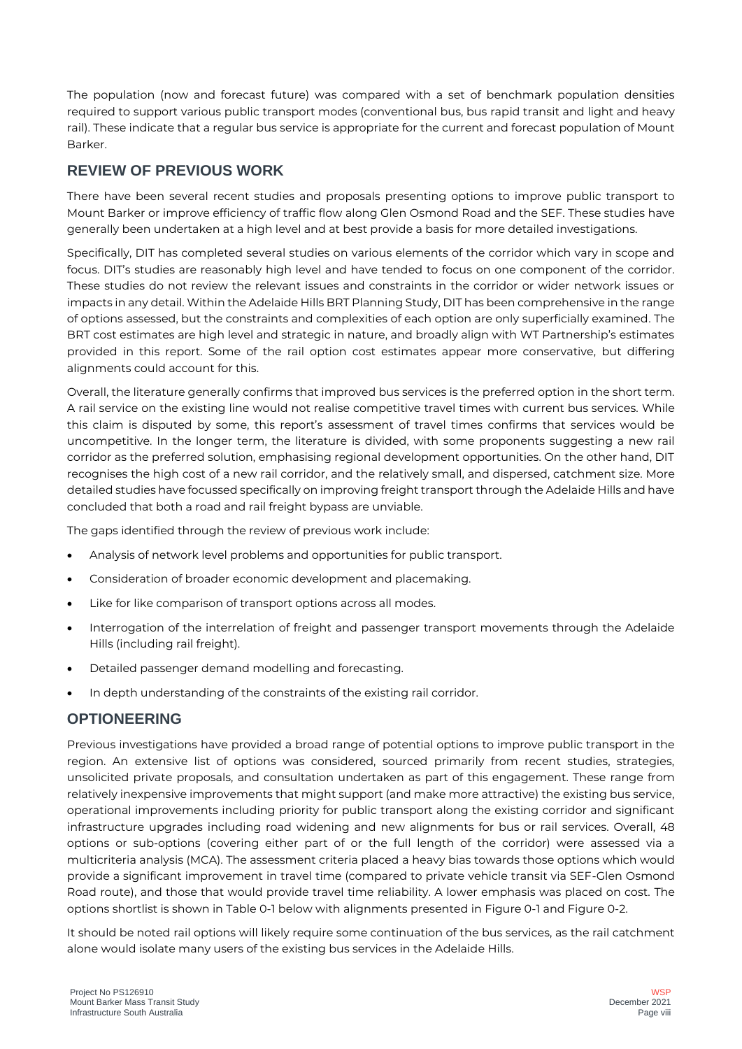The population (now and forecast future) was compared with a set of benchmark population densities required to support various public transport modes (conventional bus, bus rapid transit and light and heavy rail). These indicate that a regular bus service is appropriate for the current and forecast population of Mount Barker.

## REVIEW OF PREVIOUS WORK

There have been several recent studies and proposals presenting options to improve public transport to Mount Barker or improve efficiency of traffic flow along Glen Osmond Road and the SEF. These studies have generally been undertaken at a high level and at best provide a basis for more detailed investigations.

Specifically, DIT has completed several studies on various elements of the corridor which vary in scope and focus. DIT's studies are reasonably high level and have tended to focus on one component of the corridor. These studies do not review the relevant issues and constraints in the corridor or wider network issues or impacts in any detail. Within the Adelaide Hills BRT Planning Study, DIT has been comprehensive in the range of options assessed, but the constraints and complexities of each option are only superficially examined. The BRT cost estimates are high level and strategic in nature, and broadly align with WT Partnership's estimates provided in this report. Some of the rail option cost estimates appear more conservative, but differing alignments could account for this.

Overall, the literature generally confirms that improved bus services is the preferred option in the short term. A rail service on the existing line would not realise competitive travel times with current bus services. While this claim is disputed by some, this report's assessment of travel times confirms that services would be uncompetitive. In the longer term, the literature is divided, with some proponents suggesting a new rail corridor as the preferred solution, emphasising regional development opportunities. On the other hand, DIT recognises the high cost of a new rail corridor, and the relatively small, and dispersed, catchment size. More detailed studies have focussed specifically on improving freight transport through the Adelaide Hills and have concluded that both a road and rail freight bypass are unviable.

The gaps identified through the review of previous work include:

- Analysis of network level problems and opportunities for public transport.
- Consideration of broader economic development and placemaking.
- Like for like comparison of transport options across all modes.
- Interrogation of the interrelation of freight and passenger transport movements through the Adelaide Hills (including rail freight).
- Detailed passenger demand modelling and forecasting.
- In depth understanding of the constraints of the existing rail corridor.

## OPTIONEERING

Previous investigations have provided a broad range of potential options to improve public transport in the region. An extensive list of options was considered, sourced primarily from recent studies, strategies, unsolicited private proposals, and consultation undertaken as part of this engagement. These range from relatively inexpensive improvements that might support (and make more attractive) the existing bus service, operational improvements including priority for public transport along the existing corridor and significant infrastructure upgrades including road widening and new alignments for bus or rail services. Overall, 48 options or sub-options (covering either part of or the full length of the corridor) were assessed via a multicriteria analysis (MCA). The assessment criteria placed a heavy bias towards those options which would provide a significant improvement in travel time (compared to private vehicle transit via SEF-Glen Osmond Road route), and those that would provide travel time reliability. A lower emphasis was placed on cost. The options shortlist is shown in Table 0-1 below with alignments presented in Figure 0-1 and Figure 0-2.

It should be noted rail options will likely require some continuation of the bus services, as the rail catchment alone would isolate many users of the existing bus services in the Adelaide Hills.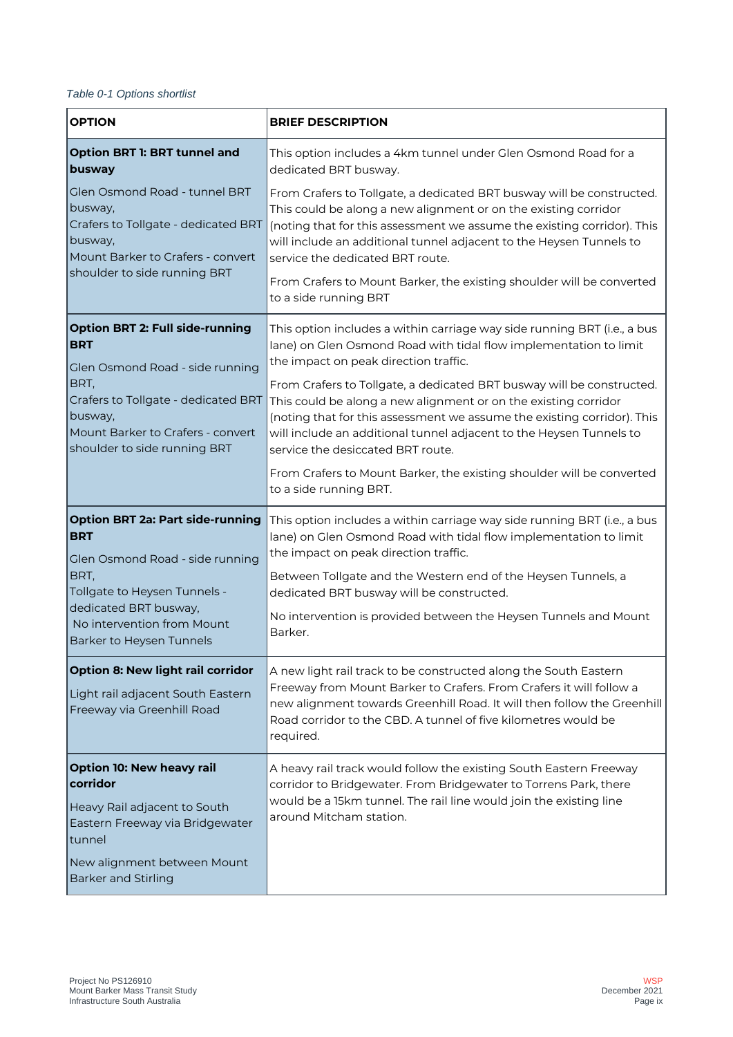*Table 0-1 Options shortlist*

| OPTION | BRIEF DESCRIPTION |
|---|---|
| **Option BRT 1: BRT tunnel and busway**<br><br>Glen Osmond Road - tunnel BRT busway,<br>Crafers to Tollgate - dedicated BRT busway,<br>Mount Barker to Crafers - convert shoulder to side running BRT | This option includes a 4km tunnel under Glen Osmond Road for a dedicated BRT busway.<br><br>From Crafers to Tollgate, a dedicated BRT busway will be constructed. This could be along a new alignment or on the existing corridor (noting that for this assessment we assume the existing corridor). This will include an additional tunnel adjacent to the Heysen Tunnels to service the dedicated BRT route.<br><br>From Crafers to Mount Barker, the existing shoulder will be converted to a side running BRT |
| **Option BRT 2: Full side-running BRT**<br><br>Glen Osmond Road - side running BRT,<br>Crafers to Tollgate - dedicated BRT busway,<br>Mount Barker to Crafers - convert shoulder to side running BRT | This option includes a within carriage way side running BRT (i.e., a bus lane) on Glen Osmond Road with tidal flow implementation to limit the impact on peak direction traffic.<br><br>From Crafers to Tollgate, a dedicated BRT busway will be constructed. This could be along a new alignment or on the existing corridor (noting that for this assessment we assume the existing corridor). This will include an additional tunnel adjacent to the Heysen Tunnels to service the desiccated BRT route.<br><br>From Crafers to Mount Barker, the existing shoulder will be converted to a side running BRT. |
| **Option BRT 2a: Part side-running BRT**<br><br>Glen Osmond Road - side running BRT,<br>Tollgate to Heysen Tunnels - dedicated BRT busway,<br>No intervention from Mount Barker to Heysen Tunnels | This option includes a within carriage way side running BRT (i.e., a bus lane) on Glen Osmond Road with tidal flow implementation to limit the impact on peak direction traffic.<br><br>Between Tollgate and the Western end of the Heysen Tunnels, a dedicated BRT busway will be constructed.<br><br>No intervention is provided between the Heysen Tunnels and Mount Barker. |
| **Option 8: New light rail corridor**<br><br>Light rail adjacent South Eastern Freeway via Greenhill Road | A new light rail track to be constructed along the South Eastern Freeway from Mount Barker to Crafers. From Crafers it will follow a new alignment towards Greenhill Road. It will then follow the Greenhill Road corridor to the CBD. A tunnel of five kilometres would be required. |
| **Option 10: New heavy rail corridor**<br><br>Heavy Rail adjacent to South Eastern Freeway via Bridgewater tunnel<br><br>New alignment between Mount Barker and Stirling | A heavy rail track would follow the existing South Eastern Freeway corridor to Bridgewater. From Bridgewater to Torrens Park, there would be a 15km tunnel. The rail line would join the existing line around Mitcham station. |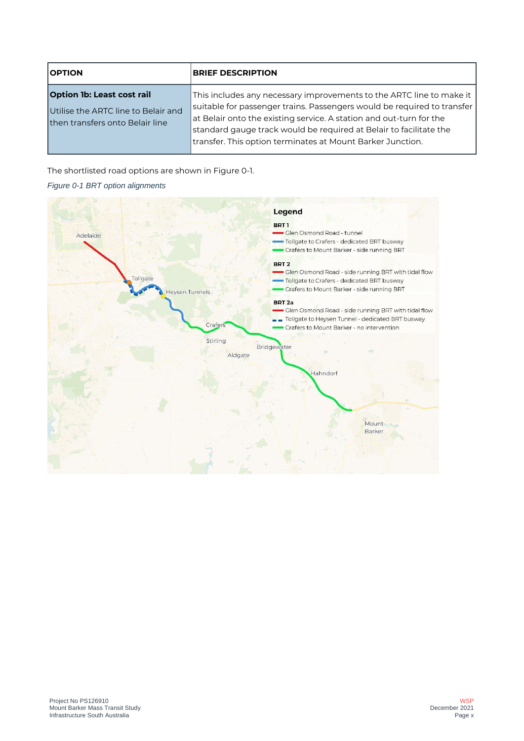| OPTION | BRIEF DESCRIPTION |
| --- | --- |
| **Option 1b: Least cost rail**<br>Utilise the ARTC line to Belair and then transfers onto Belair line | This includes any necessary improvements to the ARTC line to make it suitable for passenger trains. Passengers would be required to transfer at Belair onto the existing service. A station and out-turn for the standard gauge track would be required at Belair to facilitate the transfer. This option terminates at Mount Barker Junction. |

The shortlisted road options are shown in Figure 0-1.

*Figure 0-1 BRT option alignments*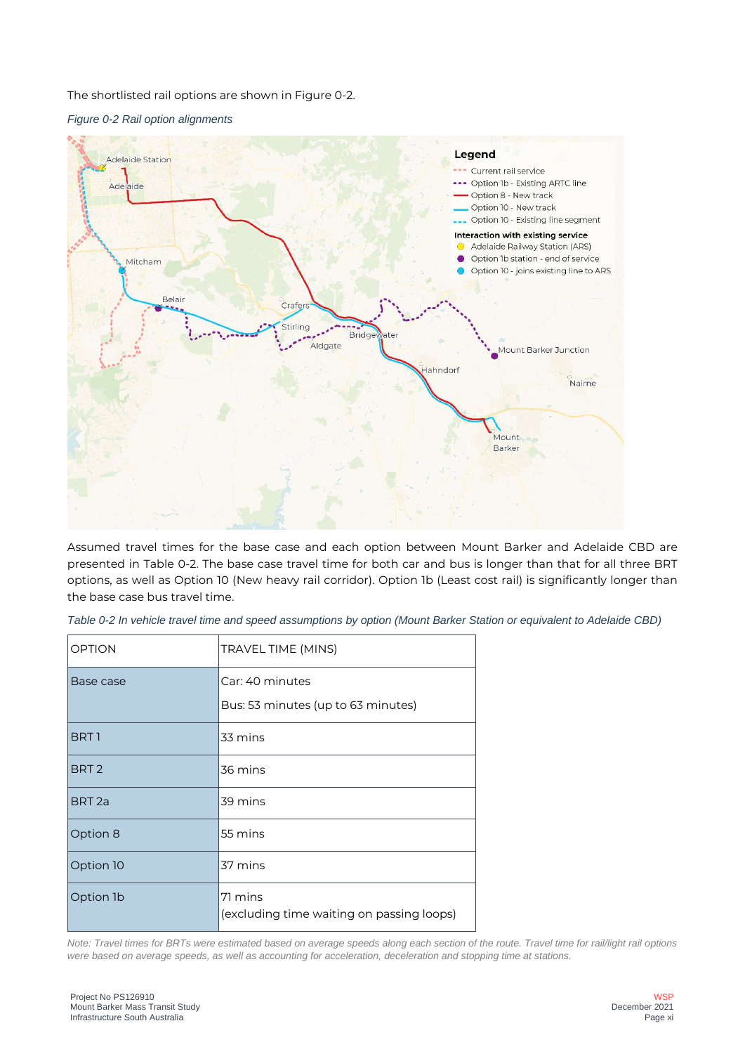The shortlisted rail options are shown in Figure 0-2.

*Figure 0-2 Rail option alignments*

Assumed travel times for the base case and each option between Mount Barker and Adelaide CBD are presented in Table 0-2. The base case travel time for both car and bus is longer than that for all three BRT options, as well as Option 10 (New heavy rail corridor). Option 1b (Least cost rail) is significantly longer than the base case bus travel time.

*Table 0-2 In vehicle travel time and speed assumptions by option (Mount Barker Station or equivalent to Adelaide CBD)*

| OPTION | TRAVEL TIME (MINS) |
|---|---|
| Base case | Car: 40 minutes<br>Bus: 53 minutes (up to 63 minutes) |
| BRT 1 | 33 mins |
| BRT 2 | 36 mins |
| BRT 2a | 39 mins |
| Option 8 | 55 mins |
| Option 10 | 37 mins |
| Option 1b | 71 mins<br>(excluding time waiting on passing loops) |

*Note: Travel times for BRTs were estimated based on average speeds along each section of the route. Travel time for rail/light rail options were based on average speeds, as well as accounting for acceleration, deceleration and stopping time at stations.*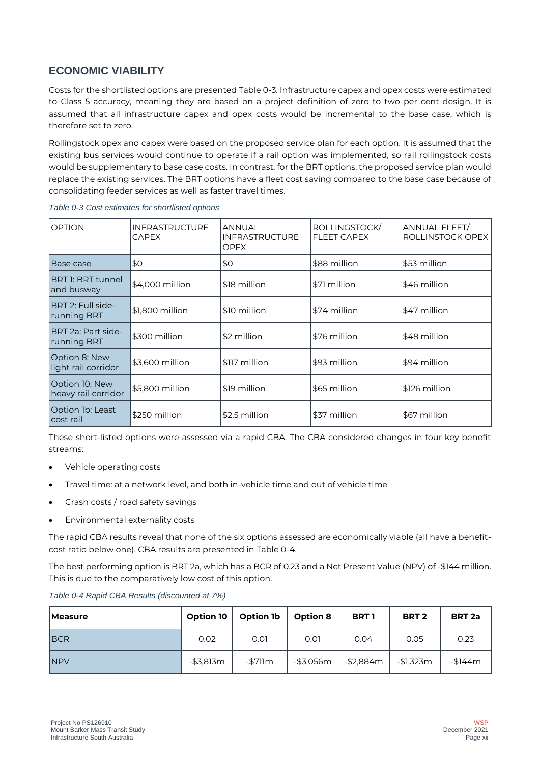## ECONOMIC VIABILITY

Costs for the shortlisted options are presented Table 0-3. Infrastructure capex and opex costs were estimated to Class 5 accuracy, meaning they are based on a project definition of zero to two per cent design. It is assumed that all infrastructure capex and opex costs would be incremental to the base case, which is therefore set to zero.

Rollingstock opex and capex were based on the proposed service plan for each option. It is assumed that the existing bus services would continue to operate if a rail option was implemented, so rail rollingstock costs would be supplementary to base case costs. In contrast, for the BRT options, the proposed service plan would replace the existing services. The BRT options have a fleet cost saving compared to the base case because of consolidating feeder services as well as faster travel times.

*Table 0-3 Cost estimates for shortlisted options*

| OPTION | INFRASTRUCTURE CAPEX | ANNUAL INFRASTRUCTURE OPEX | ROLLINGSTOCK/ FLEET CAPEX | ANNUAL FLEET/ ROLLINSTOCK OPEX |
|---|---|---|---|---|
| Base case | $0 | $0 | $88 million | $53 million |
| BRT 1: BRT tunnel and busway | $4,000 million | $18 million | $71 million | $46 million |
| BRT 2: Full side-running BRT | $1,800 million | $10 million | $74 million | $47 million |
| BRT 2a: Part side-running BRT | $300 million | $2 million | $76 million | $48 million |
| Option 8: New light rail corridor | $3,600 million | $117 million | $93 million | $94 million |
| Option 10: New heavy rail corridor | $5,800 million | $19 million | $65 million | $126 million |
| Option 1b: Least cost rail | $250 million | $2.5 million | $37 million | $67 million |

These short-listed options were assessed via a rapid CBA. The CBA considered changes in four key benefit streams:

- Vehicle operating costs
- Travel time: at a network level, and both in-vehicle time and out of vehicle time
- Crash costs / road safety savings
- Environmental externality costs

The rapid CBA results reveal that none of the six options assessed are economically viable (all have a benefit-cost ratio below one). CBA results are presented in Table 0-4.

The best performing option is BRT 2a, which has a BCR of 0.23 and a Net Present Value (NPV) of -$144 million. This is due to the comparatively low cost of this option.

*Table 0-4 Rapid CBA Results (discounted at 7%)*

| Measure | Option 10 | Option 1b | Option 8 | BRT 1 | BRT 2 | BRT 2a |
|---|---|---|---|---|---|---|
| BCR | 0.02 | 0.01 | 0.01 | 0.04 | 0.05 | 0.23 |
| NPV | -$3,813m | -$711m | -$3,056m | -$2,884m | -$1,323m | -$144m |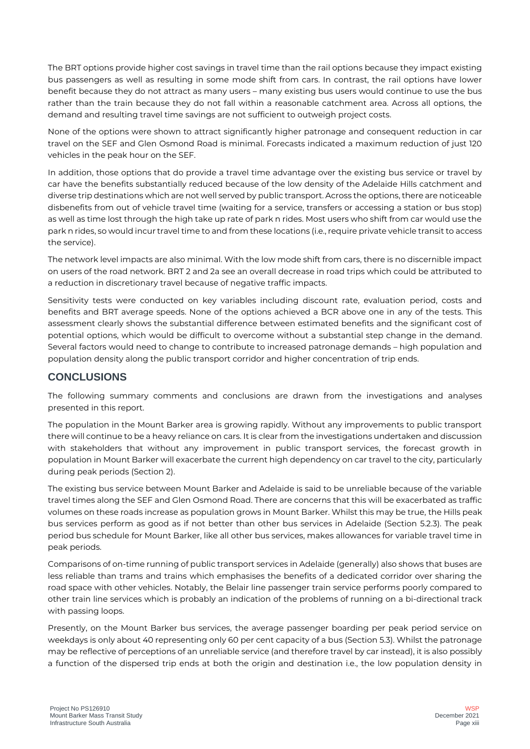The BRT options provide higher cost savings in travel time than the rail options because they impact existing bus passengers as well as resulting in some mode shift from cars. In contrast, the rail options have lower benefit because they do not attract as many users – many existing bus users would continue to use the bus rather than the train because they do not fall within a reasonable catchment area. Across all options, the demand and resulting travel time savings are not sufficient to outweigh project costs.

None of the options were shown to attract significantly higher patronage and consequent reduction in car travel on the SEF and Glen Osmond Road is minimal. Forecasts indicated a maximum reduction of just 120 vehicles in the peak hour on the SEF.

In addition, those options that do provide a travel time advantage over the existing bus service or travel by car have the benefits substantially reduced because of the low density of the Adelaide Hills catchment and diverse trip destinations which are not well served by public transport. Across the options, there are noticeable disbenefits from out of vehicle travel time (waiting for a service, transfers or accessing a station or bus stop) as well as time lost through the high take up rate of park n rides. Most users who shift from car would use the park n rides, so would incur travel time to and from these locations (i.e., require private vehicle transit to access the service).

The network level impacts are also minimal. With the low mode shift from cars, there is no discernible impact on users of the road network. BRT 2 and 2a see an overall decrease in road trips which could be attributed to a reduction in discretionary travel because of negative traffic impacts.

Sensitivity tests were conducted on key variables including discount rate, evaluation period, costs and benefits and BRT average speeds. None of the options achieved a BCR above one in any of the tests. This assessment clearly shows the substantial difference between estimated benefits and the significant cost of potential options, which would be difficult to overcome without a substantial step change in the demand. Several factors would need to change to contribute to increased patronage demands – high population and population density along the public transport corridor and higher concentration of trip ends.

## CONCLUSIONS

The following summary comments and conclusions are drawn from the investigations and analyses presented in this report.

The population in the Mount Barker area is growing rapidly. Without any improvements to public transport there will continue to be a heavy reliance on cars. It is clear from the investigations undertaken and discussion with stakeholders that without any improvement in public transport services, the forecast growth in population in Mount Barker will exacerbate the current high dependency on car travel to the city, particularly during peak periods (Section 2).

The existing bus service between Mount Barker and Adelaide is said to be unreliable because of the variable travel times along the SEF and Glen Osmond Road. There are concerns that this will be exacerbated as traffic volumes on these roads increase as population grows in Mount Barker. Whilst this may be true, the Hills peak bus services perform as good as if not better than other bus services in Adelaide (Section 5.2.3). The peak period bus schedule for Mount Barker, like all other bus services, makes allowances for variable travel time in peak periods.

Comparisons of on-time running of public transport services in Adelaide (generally) also shows that buses are less reliable than trams and trains which emphasises the benefits of a dedicated corridor over sharing the road space with other vehicles. Notably, the Belair line passenger train service performs poorly compared to other train line services which is probably an indication of the problems of running on a bi-directional track with passing loops.

Presently, on the Mount Barker bus services, the average passenger boarding per peak period service on weekdays is only about 40 representing only 60 per cent capacity of a bus (Section 5.3). Whilst the patronage may be reflective of perceptions of an unreliable service (and therefore travel by car instead), it is also possibly a function of the dispersed trip ends at both the origin and destination i.e., the low population density in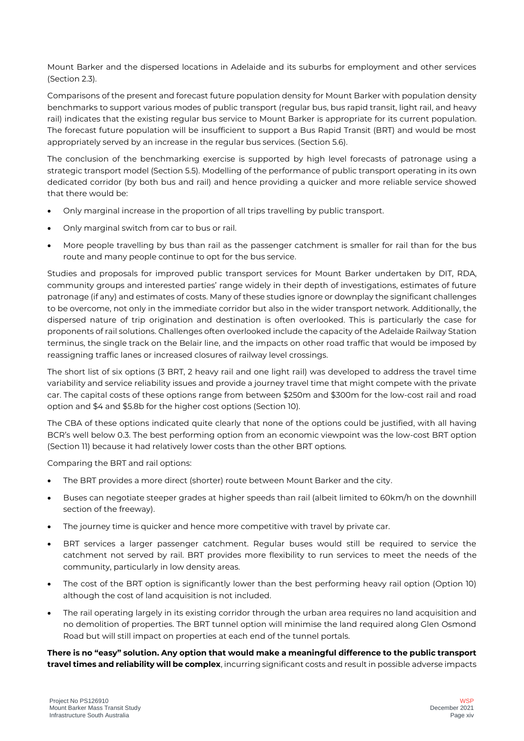Mount Barker and the dispersed locations in Adelaide and its suburbs for employment and other services (Section 2.3).

Comparisons of the present and forecast future population density for Mount Barker with population density benchmarks to support various modes of public transport (regular bus, bus rapid transit, light rail, and heavy rail) indicates that the existing regular bus service to Mount Barker is appropriate for its current population. The forecast future population will be insufficient to support a Bus Rapid Transit (BRT) and would be most appropriately served by an increase in the regular bus services. (Section 5.6).

The conclusion of the benchmarking exercise is supported by high level forecasts of patronage using a strategic transport model (Section 5.5). Modelling of the performance of public transport operating in its own dedicated corridor (by both bus and rail) and hence providing a quicker and more reliable service showed that there would be:

- Only marginal increase in the proportion of all trips travelling by public transport.
- Only marginal switch from car to bus or rail.
- More people travelling by bus than rail as the passenger catchment is smaller for rail than for the bus route and many people continue to opt for the bus service.

Studies and proposals for improved public transport services for Mount Barker undertaken by DIT, RDA, community groups and interested parties' range widely in their depth of investigations, estimates of future patronage (if any) and estimates of costs. Many of these studies ignore or downplay the significant challenges to be overcome, not only in the immediate corridor but also in the wider transport network. Additionally, the dispersed nature of trip origination and destination is often overlooked. This is particularly the case for proponents of rail solutions. Challenges often overlooked include the capacity of the Adelaide Railway Station terminus, the single track on the Belair line, and the impacts on other road traffic that would be imposed by reassigning traffic lanes or increased closures of railway level crossings.

The short list of six options (3 BRT, 2 heavy rail and one light rail) was developed to address the travel time variability and service reliability issues and provide a journey travel time that might compete with the private car. The capital costs of these options range from between $250m and $300m for the low-cost rail and road option and $4 and $5.8b for the higher cost options (Section 10).

The CBA of these options indicated quite clearly that none of the options could be justified, with all having BCR's well below 0.3. The best performing option from an economic viewpoint was the low-cost BRT option (Section 11) because it had relatively lower costs than the other BRT options.

Comparing the BRT and rail options:

- The BRT provides a more direct (shorter) route between Mount Barker and the city.
- Buses can negotiate steeper grades at higher speeds than rail (albeit limited to 60km/h on the downhill section of the freeway).
- The journey time is quicker and hence more competitive with travel by private car.
- BRT services a larger passenger catchment. Regular buses would still be required to service the catchment not served by rail. BRT provides more flexibility to run services to meet the needs of the community, particularly in low density areas.
- The cost of the BRT option is significantly lower than the best performing heavy rail option (Option 10) although the cost of land acquisition is not included.
- The rail operating largely in its existing corridor through the urban area requires no land acquisition and no demolition of properties. The BRT tunnel option will minimise the land required along Glen Osmond Road but will still impact on properties at each end of the tunnel portals.

**There is no "easy" solution. Any option that would make a meaningful difference to the public transport travel times and reliability will be complex**, incurring significant costs and result in possible adverse impacts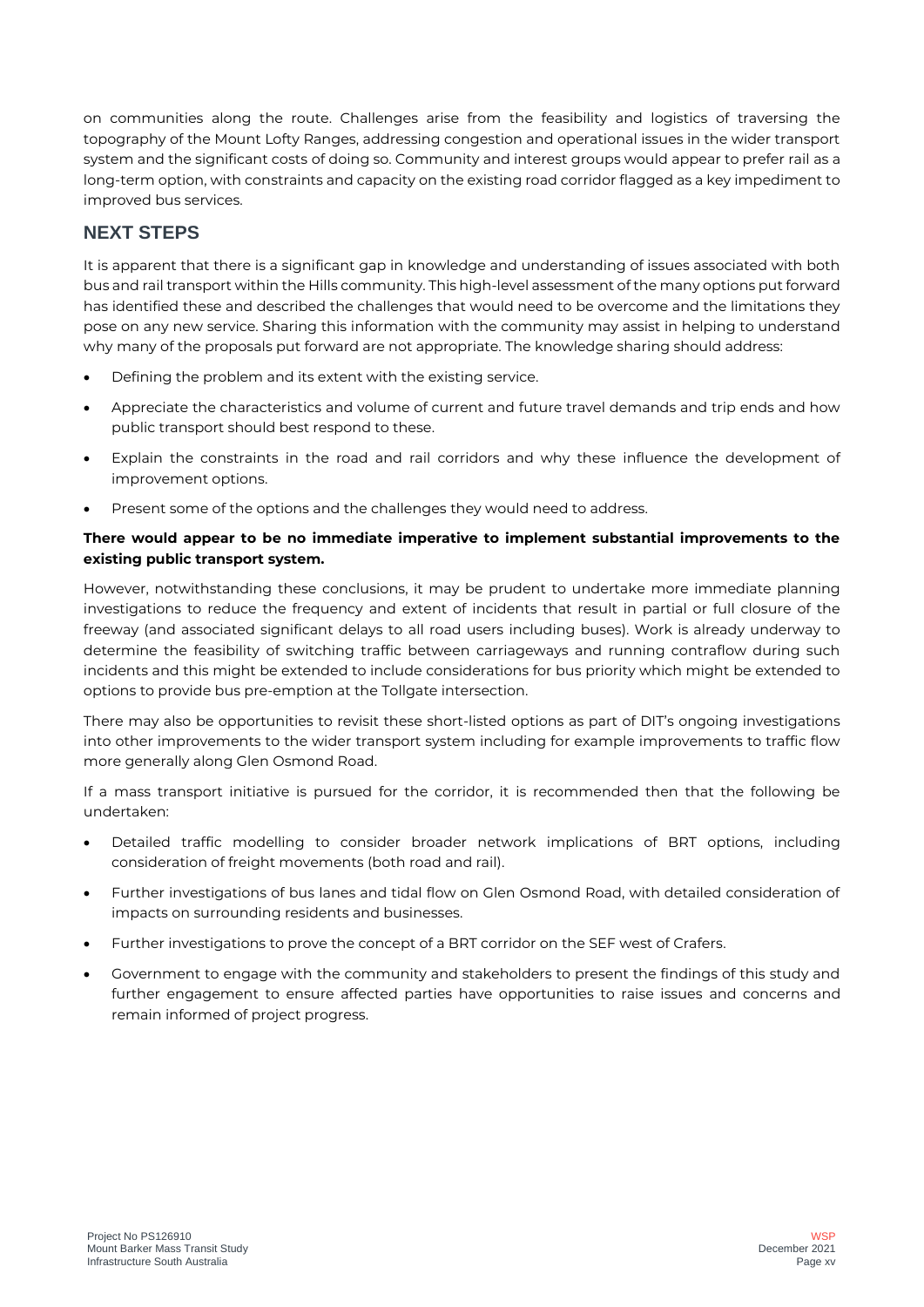on communities along the route. Challenges arise from the feasibility and logistics of traversing the topography of the Mount Lofty Ranges, addressing congestion and operational issues in the wider transport system and the significant costs of doing so. Community and interest groups would appear to prefer rail as a long-term option, with constraints and capacity on the existing road corridor flagged as a key impediment to improved bus services.

## NEXT STEPS

It is apparent that there is a significant gap in knowledge and understanding of issues associated with both bus and rail transport within the Hills community. This high-level assessment of the many options put forward has identified these and described the challenges that would need to be overcome and the limitations they pose on any new service. Sharing this information with the community may assist in helping to understand why many of the proposals put forward are not appropriate. The knowledge sharing should address:

- Defining the problem and its extent with the existing service.
- Appreciate the characteristics and volume of current and future travel demands and trip ends and how public transport should best respond to these.
- Explain the constraints in the road and rail corridors and why these influence the development of improvement options.
- Present some of the options and the challenges they would need to address.

**There would appear to be no immediate imperative to implement substantial improvements to the existing public transport system.**

However, notwithstanding these conclusions, it may be prudent to undertake more immediate planning investigations to reduce the frequency and extent of incidents that result in partial or full closure of the freeway (and associated significant delays to all road users including buses). Work is already underway to determine the feasibility of switching traffic between carriageways and running contraflow during such incidents and this might be extended to include considerations for bus priority which might be extended to options to provide bus pre-emption at the Tollgate intersection.

There may also be opportunities to revisit these short-listed options as part of DIT's ongoing investigations into other improvements to the wider transport system including for example improvements to traffic flow more generally along Glen Osmond Road.

If a mass transport initiative is pursued for the corridor, it is recommended then that the following be undertaken:

- Detailed traffic modelling to consider broader network implications of BRT options, including consideration of freight movements (both road and rail).
- Further investigations of bus lanes and tidal flow on Glen Osmond Road, with detailed consideration of impacts on surrounding residents and businesses.
- Further investigations to prove the concept of a BRT corridor on the SEF west of Crafers.
- Government to engage with the community and stakeholders to present the findings of this study and further engagement to ensure affected parties have opportunities to raise issues and concerns and remain informed of project progress.